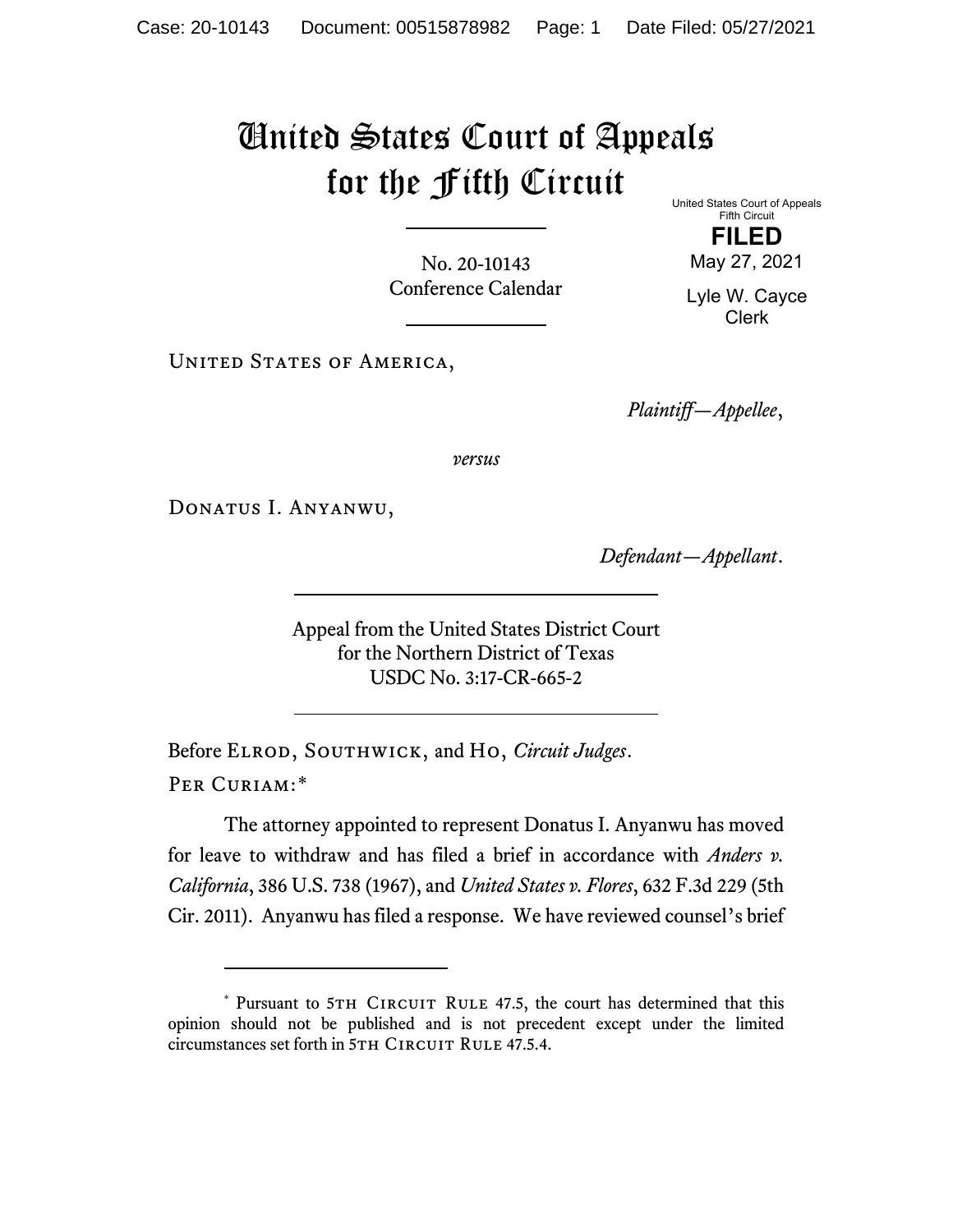# United States Court of Appeals for the Fifth Circuit

United States Court of Appeals
Fifth Circuit

**FILED**

May 27, 2021

Lyle W. Cayce
Clerk

No. 20-10143
Conference Calendar

United States of America,

*Plaintiff—Appellee*,

*versus*

Donatus I. Anyanwu,

*Defendant—Appellant*.

Appeal from the United States District Court
for the Northern District of Texas
USDC No. 3:17-CR-665-2

Before Elrod, Southwick, and Ho, *Circuit Judges*.

Per Curiam:*

The attorney appointed to represent Donatus I. Anyanwu has moved for leave to withdraw and has filed a brief in accordance with *Anders v. California*, 386 U.S. 738 (1967), and *United States v. Flores*, 632 F.3d 229 (5th Cir. 2011). Anyanwu has filed a response. We have reviewed counsel's brief

---

\* Pursuant to 5th Circuit Rule 47.5, the court has determined that this opinion should not be published and is not precedent except under the limited circumstances set forth in 5th Circuit Rule 47.5.4.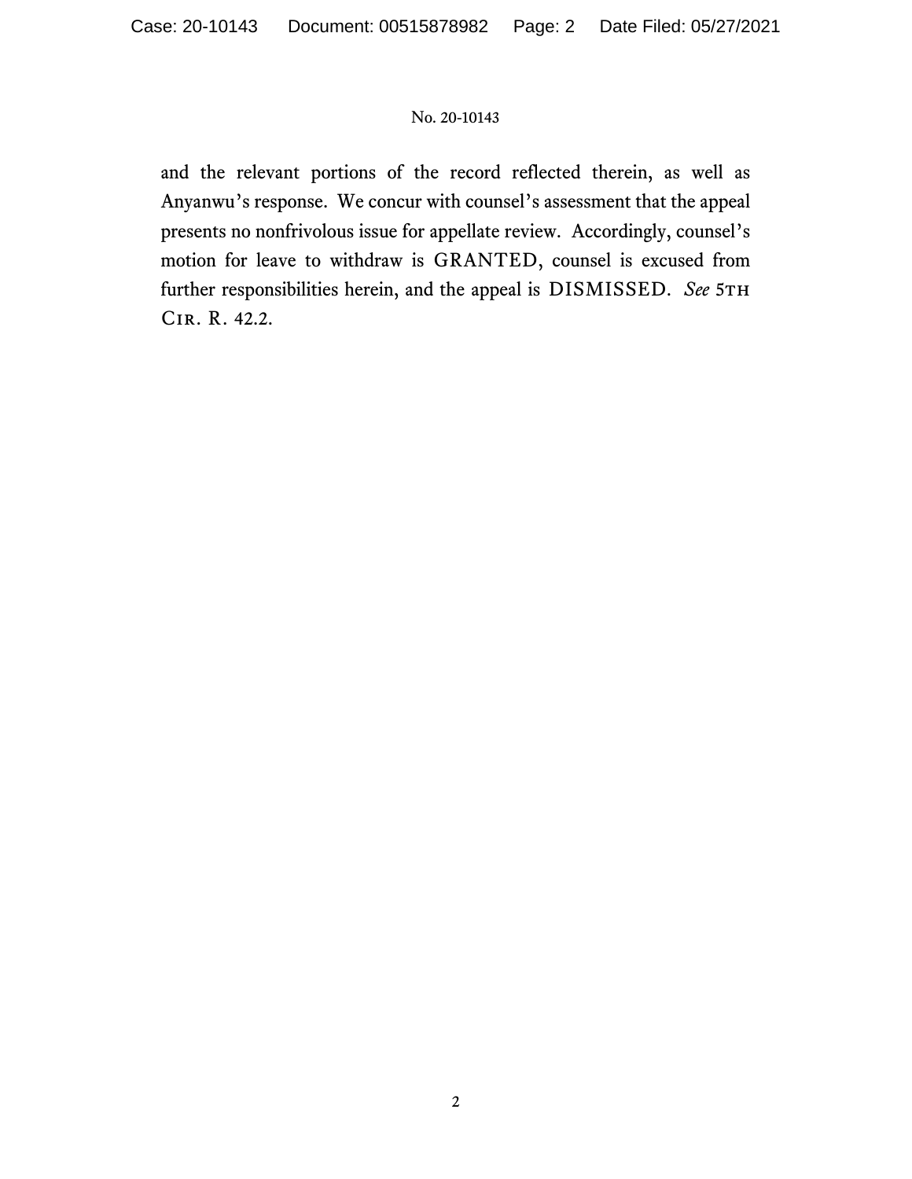and the relevant portions of the record reflected therein, as well as Anyanwu's response. We concur with counsel's assessment that the appeal presents no nonfrivolous issue for appellate review. Accordingly, counsel's motion for leave to withdraw is GRANTED, counsel is excused from further responsibilities herein, and the appeal is DISMISSED. *See* 5TH CIR. R. 42.2.